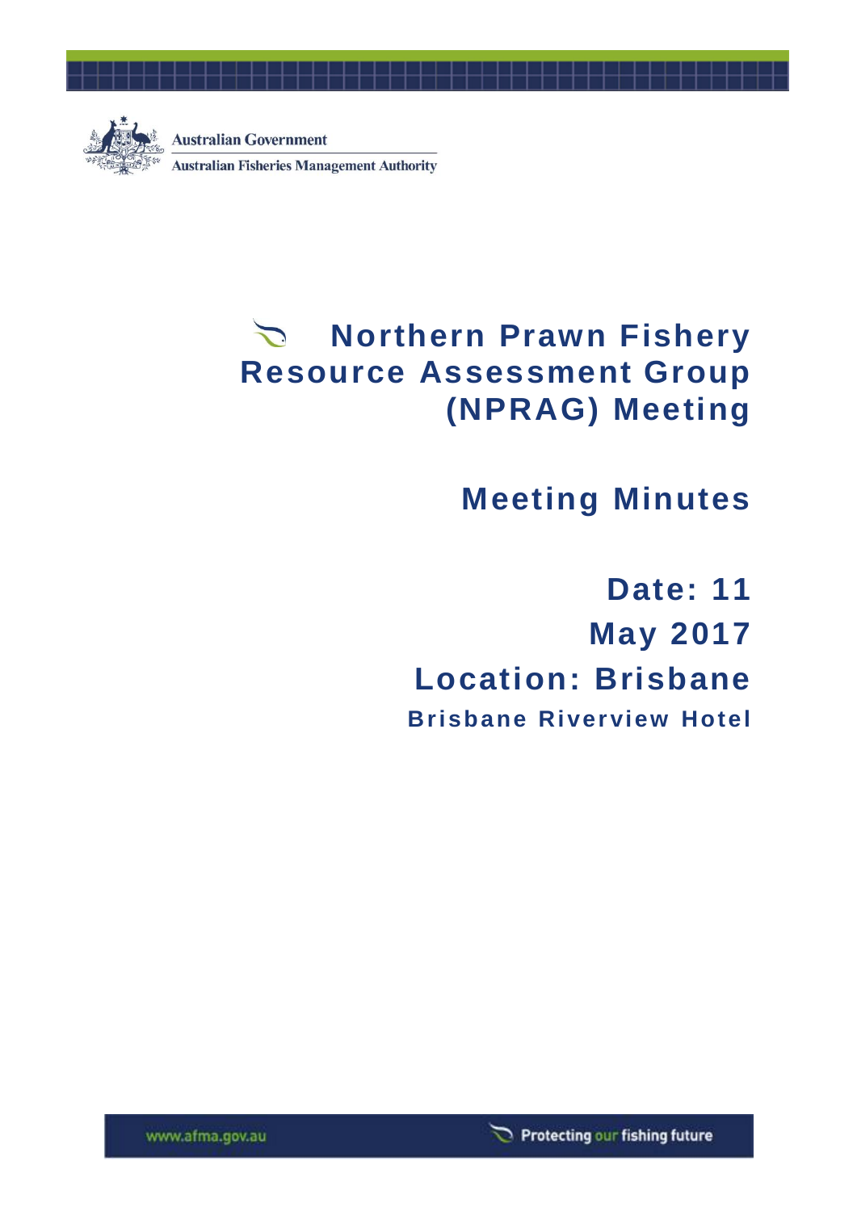Australian Government

Australian Fisheries Management Authority

# Northern Prawn Fishery Resource Assessment Group (NPRAG) Meeting

## Meeting Minutes

**Date: 11 May 2017**

**Location: Brisbane**

**Brisbane Riverview Hotel**

www.afma.gov.au

Protecting our fishing future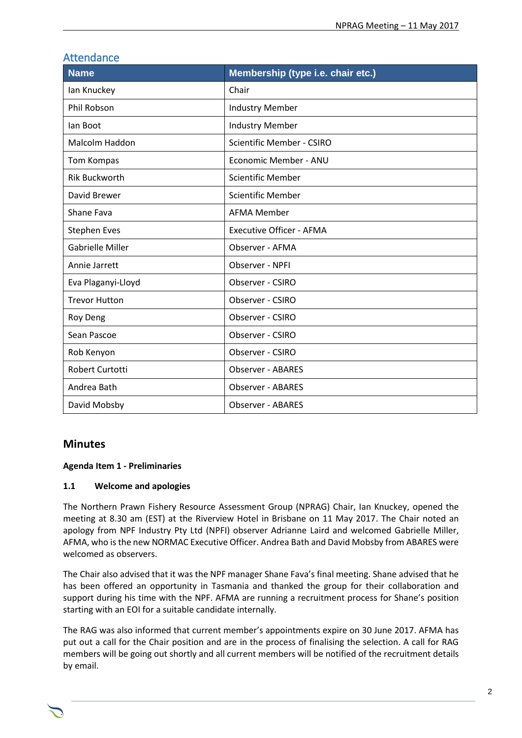## Attendance

| Name | Membership (type i.e. chair etc.) |
| --- | --- |
| Ian Knuckey | Chair |
| Phil Robson | Industry Member |
| Ian Boot | Industry Member |
| Malcolm Haddon | Scientific Member - CSIRO |
| Tom Kompas | Economic Member - ANU |
| Rik Buckworth | Scientific Member |
| David Brewer | Scientific Member |
| Shane Fava | AFMA Member |
| Stephen Eves | Executive Officer - AFMA |
| Gabrielle Miller | Observer - AFMA |
| Annie Jarrett | Observer - NPFI |
| Eva Plaganyi-Lloyd | Observer - CSIRO |
| Trevor Hutton | Observer - CSIRO |
| Roy Deng | Observer - CSIRO |
| Sean Pascoe | Observer - CSIRO |
| Rob Kenyon | Observer - CSIRO |
| Robert Curtotti | Observer - ABARES |
| Andrea Bath | Observer - ABARES |
| David Mobsby | Observer - ABARES |

## Minutes

**Agenda Item 1 - Preliminaries**

**1.1 Welcome and apologies**

The Northern Prawn Fishery Resource Assessment Group (NPRAG) Chair, Ian Knuckey, opened the meeting at 8.30 am (EST) at the Riverview Hotel in Brisbane on 11 May 2017. The Chair noted an apology from NPF Industry Pty Ltd (NPFI) observer Adrianne Laird and welcomed Gabrielle Miller, AFMA, who is the new NORMAC Executive Officer. Andrea Bath and David Mobsby from ABARES were welcomed as observers.

The Chair also advised that it was the NPF manager Shane Fava's final meeting. Shane advised that he has been offered an opportunity in Tasmania and thanked the group for their collaboration and support during his time with the NPF. AFMA are running a recruitment process for Shane's position starting with an EOI for a suitable candidate internally.

The RAG was also informed that current member's appointments expire on 30 June 2017. AFMA has put out a call for the Chair position and are in the process of finalising the selection. A call for RAG members will be going out shortly and all current members will be notified of the recruitment details by email.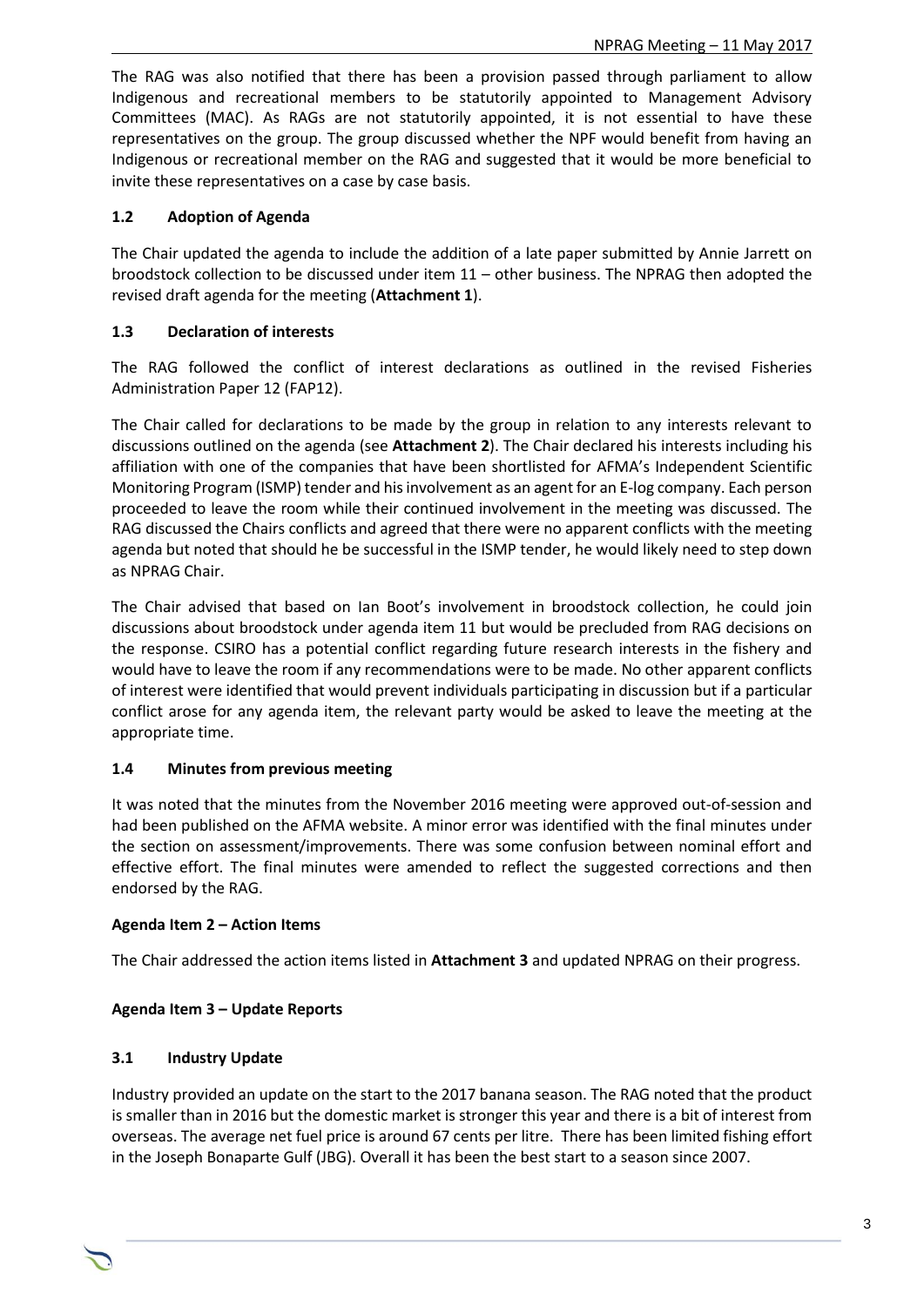The RAG was also notified that there has been a provision passed through parliament to allow Indigenous and recreational members to be statutorily appointed to Management Advisory Committees (MAC). As RAGs are not statutorily appointed, it is not essential to have these representatives on the group. The group discussed whether the NPF would benefit from having an Indigenous or recreational member on the RAG and suggested that it would be more beneficial to invite these representatives on a case by case basis.

### 1.2 Adoption of Agenda

The Chair updated the agenda to include the addition of a late paper submitted by Annie Jarrett on broodstock collection to be discussed under item 11 – other business. The NPRAG then adopted the revised draft agenda for the meeting (**Attachment 1**).

### 1.3 Declaration of interests

The RAG followed the conflict of interest declarations as outlined in the revised Fisheries Administration Paper 12 (FAP12).

The Chair called for declarations to be made by the group in relation to any interests relevant to discussions outlined on the agenda (see **Attachment 2**). The Chair declared his interests including his affiliation with one of the companies that have been shortlisted for AFMA's Independent Scientific Monitoring Program (ISMP) tender and his involvement as an agent for an E-log company. Each person proceeded to leave the room while their continued involvement in the meeting was discussed. The RAG discussed the Chairs conflicts and agreed that there were no apparent conflicts with the meeting agenda but noted that should he be successful in the ISMP tender, he would likely need to step down as NPRAG Chair.

The Chair advised that based on Ian Boot's involvement in broodstock collection, he could join discussions about broodstock under agenda item 11 but would be precluded from RAG decisions on the response. CSIRO has a potential conflict regarding future research interests in the fishery and would have to leave the room if any recommendations were to be made. No other apparent conflicts of interest were identified that would prevent individuals participating in discussion but if a particular conflict arose for any agenda item, the relevant party would be asked to leave the meeting at the appropriate time.

### 1.4 Minutes from previous meeting

It was noted that the minutes from the November 2016 meeting were approved out-of-session and had been published on the AFMA website. A minor error was identified with the final minutes under the section on assessment/improvements. There was some confusion between nominal effort and effective effort. The final minutes were amended to reflect the suggested corrections and then endorsed by the RAG.

## Agenda Item 2 – Action Items

The Chair addressed the action items listed in **Attachment 3** and updated NPRAG on their progress.

## Agenda Item 3 – Update Reports

### 3.1 Industry Update

Industry provided an update on the start to the 2017 banana season. The RAG noted that the product is smaller than in 2016 but the domestic market is stronger this year and there is a bit of interest from overseas. The average net fuel price is around 67 cents per litre. There has been limited fishing effort in the Joseph Bonaparte Gulf (JBG). Overall it has been the best start to a season since 2007.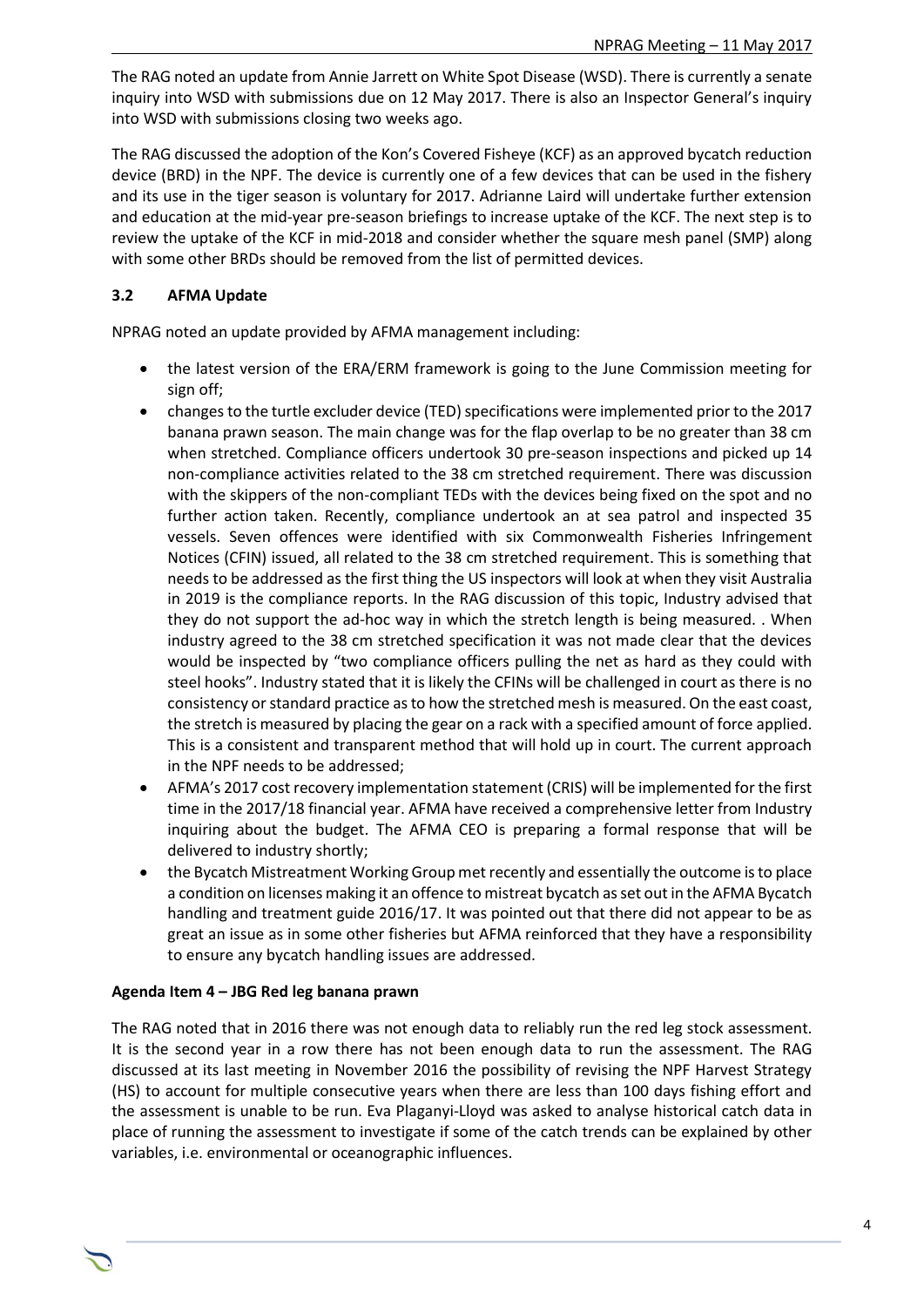The RAG noted an update from Annie Jarrett on White Spot Disease (WSD). There is currently a senate inquiry into WSD with submissions due on 12 May 2017. There is also an Inspector General's inquiry into WSD with submissions closing two weeks ago.

The RAG discussed the adoption of the Kon's Covered Fisheye (KCF) as an approved bycatch reduction device (BRD) in the NPF. The device is currently one of a few devices that can be used in the fishery and its use in the tiger season is voluntary for 2017. Adrianne Laird will undertake further extension and education at the mid-year pre-season briefings to increase uptake of the KCF. The next step is to review the uptake of the KCF in mid-2018 and consider whether the square mesh panel (SMP) along with some other BRDs should be removed from the list of permitted devices.

### 3.2 AFMA Update

NPRAG noted an update provided by AFMA management including:

- the latest version of the ERA/ERM framework is going to the June Commission meeting for sign off;
- changes to the turtle excluder device (TED) specifications were implemented prior to the 2017 banana prawn season. The main change was for the flap overlap to be no greater than 38 cm when stretched. Compliance officers undertook 30 pre-season inspections and picked up 14 non-compliance activities related to the 38 cm stretched requirement. There was discussion with the skippers of the non-compliant TEDs with the devices being fixed on the spot and no further action taken. Recently, compliance undertook an at sea patrol and inspected 35 vessels. Seven offences were identified with six Commonwealth Fisheries Infringement Notices (CFIN) issued, all related to the 38 cm stretched requirement. This is something that needs to be addressed as the first thing the US inspectors will look at when they visit Australia in 2019 is the compliance reports. In the RAG discussion of this topic, Industry advised that they do not support the ad-hoc way in which the stretch length is being measured. . When industry agreed to the 38 cm stretched specification it was not made clear that the devices would be inspected by "two compliance officers pulling the net as hard as they could with steel hooks". Industry stated that it is likely the CFINs will be challenged in court as there is no consistency or standard practice as to how the stretched mesh is measured. On the east coast, the stretch is measured by placing the gear on a rack with a specified amount of force applied. This is a consistent and transparent method that will hold up in court. The current approach in the NPF needs to be addressed;
- AFMA's 2017 cost recovery implementation statement (CRIS) will be implemented for the first time in the 2017/18 financial year. AFMA have received a comprehensive letter from Industry inquiring about the budget. The AFMA CEO is preparing a formal response that will be delivered to industry shortly;
- the Bycatch Mistreatment Working Group met recently and essentially the outcome is to place a condition on licenses making it an offence to mistreat bycatch as set out in the AFMA Bycatch handling and treatment guide 2016/17. It was pointed out that there did not appear to be as great an issue as in some other fisheries but AFMA reinforced that they have a responsibility to ensure any bycatch handling issues are addressed.

**Agenda Item 4 – JBG Red leg banana prawn**

The RAG noted that in 2016 there was not enough data to reliably run the red leg stock assessment. It is the second year in a row there has not been enough data to run the assessment. The RAG discussed at its last meeting in November 2016 the possibility of revising the NPF Harvest Strategy (HS) to account for multiple consecutive years when there are less than 100 days fishing effort and the assessment is unable to be run. Eva Plaganyi-Lloyd was asked to analyse historical catch data in place of running the assessment to investigate if some of the catch trends can be explained by other variables, i.e. environmental or oceanographic influences.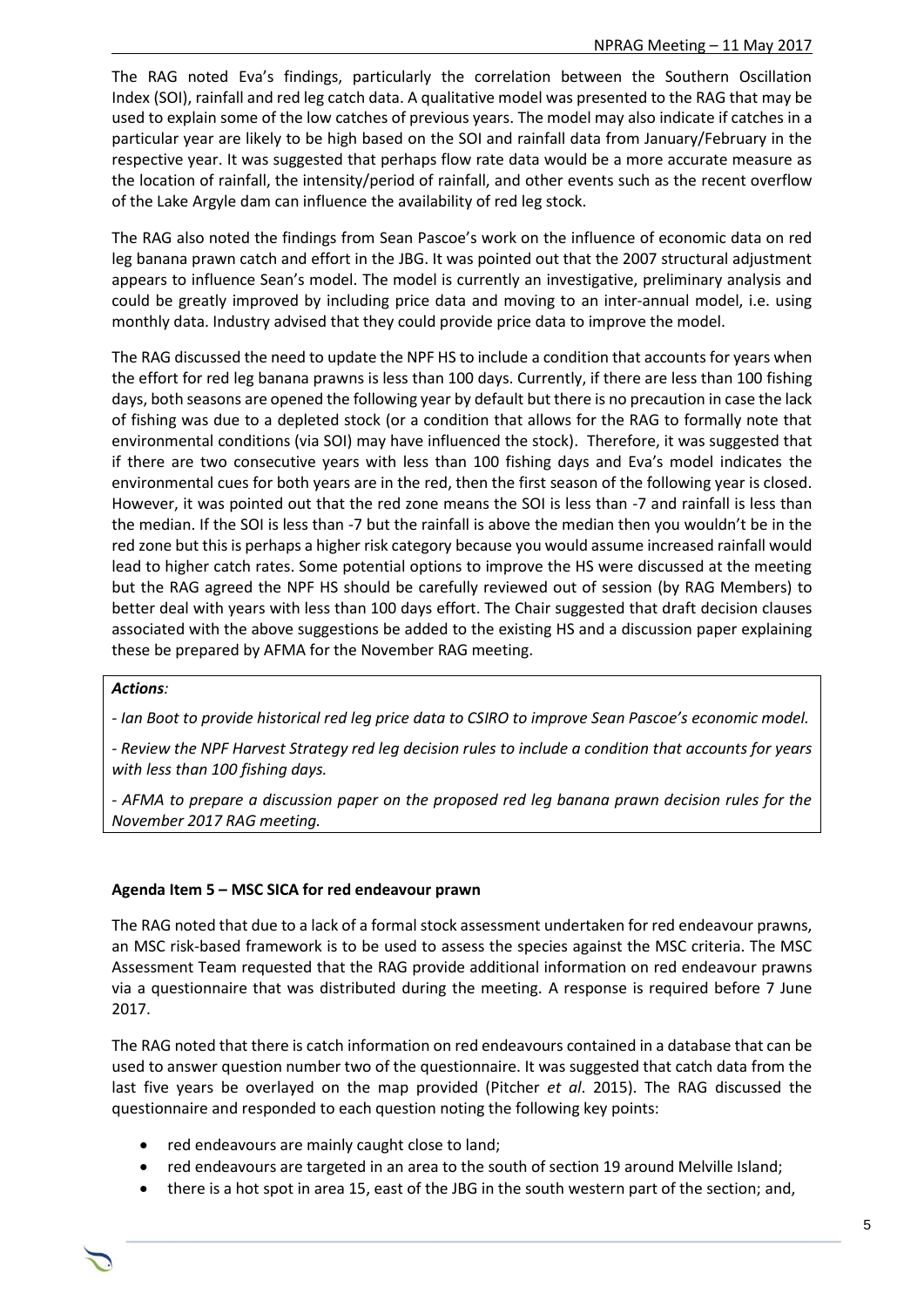The RAG noted Eva's findings, particularly the correlation between the Southern Oscillation Index (SOI), rainfall and red leg catch data. A qualitative model was presented to the RAG that may be used to explain some of the low catches of previous years. The model may also indicate if catches in a particular year are likely to be high based on the SOI and rainfall data from January/February in the respective year. It was suggested that perhaps flow rate data would be a more accurate measure as the location of rainfall, the intensity/period of rainfall, and other events such as the recent overflow of the Lake Argyle dam can influence the availability of red leg stock.

The RAG also noted the findings from Sean Pascoe's work on the influence of economic data on red leg banana prawn catch and effort in the JBG. It was pointed out that the 2007 structural adjustment appears to influence Sean's model. The model is currently an investigative, preliminary analysis and could be greatly improved by including price data and moving to an inter-annual model, i.e. using monthly data. Industry advised that they could provide price data to improve the model.

The RAG discussed the need to update the NPF HS to include a condition that accounts for years when the effort for red leg banana prawns is less than 100 days. Currently, if there are less than 100 fishing days, both seasons are opened the following year by default but there is no precaution in case the lack of fishing was due to a depleted stock (or a condition that allows for the RAG to formally note that environmental conditions (via SOI) may have influenced the stock). Therefore, it was suggested that if there are two consecutive years with less than 100 fishing days and Eva's model indicates the environmental cues for both years are in the red, then the first season of the following year is closed. However, it was pointed out that the red zone means the SOI is less than -7 and rainfall is less than the median. If the SOI is less than -7 but the rainfall is above the median then you wouldn't be in the red zone but this is perhaps a higher risk category because you would assume increased rainfall would lead to higher catch rates. Some potential options to improve the HS were discussed at the meeting but the RAG agreed the NPF HS should be carefully reviewed out of session (by RAG Members) to better deal with years with less than 100 days effort. The Chair suggested that draft decision clauses associated with the above suggestions be added to the existing HS and a discussion paper explaining these be prepared by AFMA for the November RAG meeting.

***Actions:***

*- Ian Boot to provide historical red leg price data to CSIRO to improve Sean Pascoe's economic model.*

*- Review the NPF Harvest Strategy red leg decision rules to include a condition that accounts for years with less than 100 fishing days.*

*- AFMA to prepare a discussion paper on the proposed red leg banana prawn decision rules for the November 2017 RAG meeting.*

**Agenda Item 5 – MSC SICA for red endeavour prawn**

The RAG noted that due to a lack of a formal stock assessment undertaken for red endeavour prawns, an MSC risk-based framework is to be used to assess the species against the MSC criteria. The MSC Assessment Team requested that the RAG provide additional information on red endeavour prawns via a questionnaire that was distributed during the meeting. A response is required before 7 June 2017.

The RAG noted that there is catch information on red endeavours contained in a database that can be used to answer question number two of the questionnaire. It was suggested that catch data from the last five years be overlayed on the map provided (Pitcher *et al*. 2015). The RAG discussed the questionnaire and responded to each question noting the following key points:

- red endeavours are mainly caught close to land;
- red endeavours are targeted in an area to the south of section 19 around Melville Island;
- there is a hot spot in area 15, east of the JBG in the south western part of the section; and,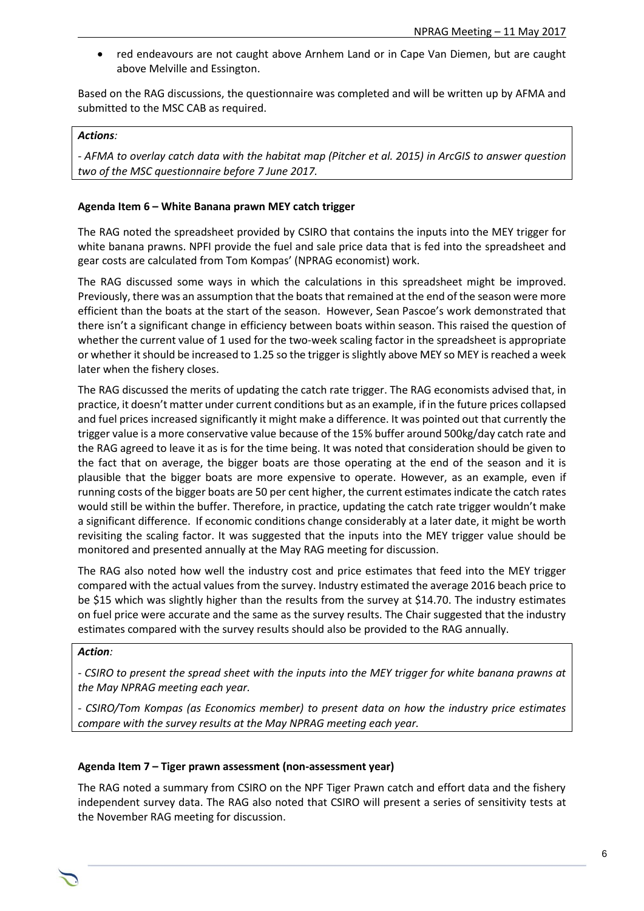- red endeavours are not caught above Arnhem Land or in Cape Van Diemen, but are caught above Melville and Essington.

Based on the RAG discussions, the questionnaire was completed and will be written up by AFMA and submitted to the MSC CAB as required.

***Actions:***

*- AFMA to overlay catch data with the habitat map (Pitcher et al. 2015) in ArcGIS to answer question two of the MSC questionnaire before 7 June 2017.*

**Agenda Item 6 – White Banana prawn MEY catch trigger**

The RAG noted the spreadsheet provided by CSIRO that contains the inputs into the MEY trigger for white banana prawns. NPFI provide the fuel and sale price data that is fed into the spreadsheet and gear costs are calculated from Tom Kompas' (NPRAG economist) work.

The RAG discussed some ways in which the calculations in this spreadsheet might be improved. Previously, there was an assumption that the boats that remained at the end of the season were more efficient than the boats at the start of the season. However, Sean Pascoe's work demonstrated that there isn't a significant change in efficiency between boats within season. This raised the question of whether the current value of 1 used for the two-week scaling factor in the spreadsheet is appropriate or whether it should be increased to 1.25 so the trigger is slightly above MEY so MEY is reached a week later when the fishery closes.

The RAG discussed the merits of updating the catch rate trigger. The RAG economists advised that, in practice, it doesn't matter under current conditions but as an example, if in the future prices collapsed and fuel prices increased significantly it might make a difference. It was pointed out that currently the trigger value is a more conservative value because of the 15% buffer around 500kg/day catch rate and the RAG agreed to leave it as is for the time being. It was noted that consideration should be given to the fact that on average, the bigger boats are those operating at the end of the season and it is plausible that the bigger boats are more expensive to operate. However, as an example, even if running costs of the bigger boats are 50 per cent higher, the current estimates indicate the catch rates would still be within the buffer. Therefore, in practice, updating the catch rate trigger wouldn't make a significant difference. If economic conditions change considerably at a later date, it might be worth revisiting the scaling factor. It was suggested that the inputs into the MEY trigger value should be monitored and presented annually at the May RAG meeting for discussion.

The RAG also noted how well the industry cost and price estimates that feed into the MEY trigger compared with the actual values from the survey. Industry estimated the average 2016 beach price to be $15 which was slightly higher than the results from the survey at $14.70. The industry estimates on fuel price were accurate and the same as the survey results. The Chair suggested that the industry estimates compared with the survey results should also be provided to the RAG annually.

***Action:***

*- CSIRO to present the spread sheet with the inputs into the MEY trigger for white banana prawns at the May NPRAG meeting each year.*

*- CSIRO/Tom Kompas (as Economics member) to present data on how the industry price estimates compare with the survey results at the May NPRAG meeting each year.*

**Agenda Item 7 – Tiger prawn assessment (non-assessment year)**

The RAG noted a summary from CSIRO on the NPF Tiger Prawn catch and effort data and the fishery independent survey data. The RAG also noted that CSIRO will present a series of sensitivity tests at the November RAG meeting for discussion.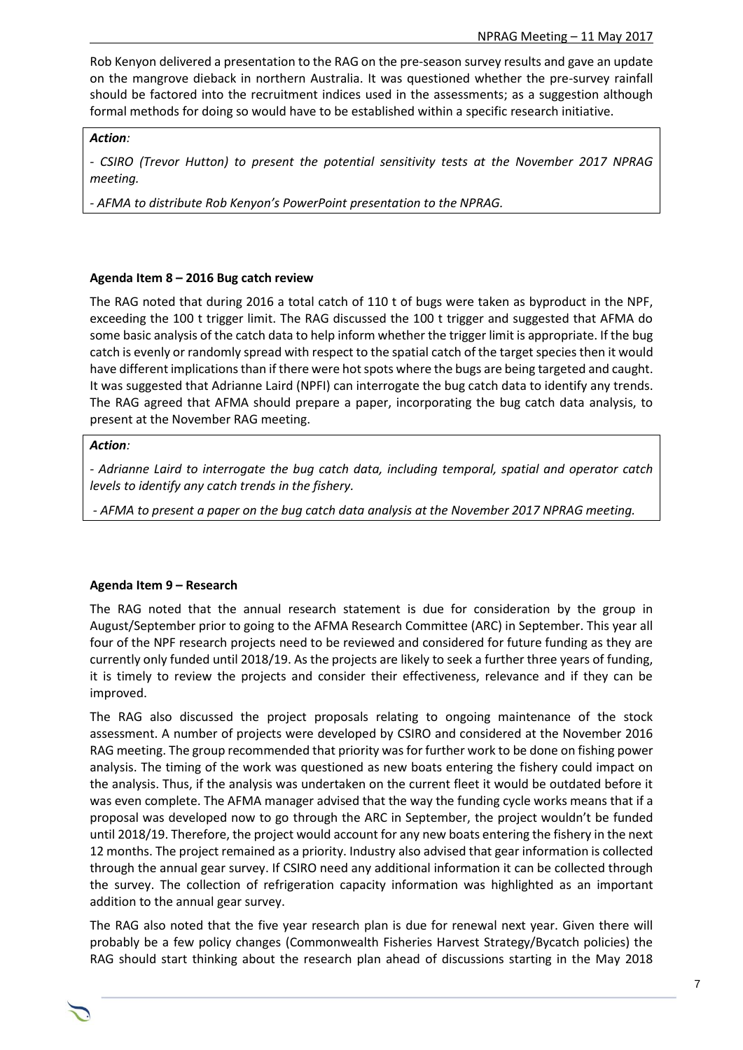Rob Kenyon delivered a presentation to the RAG on the pre-season survey results and gave an update on the mangrove dieback in northern Australia. It was questioned whether the pre-survey rainfall should be factored into the recruitment indices used in the assessments; as a suggestion although formal methods for doing so would have to be established within a specific research initiative.

***Action:***

*- CSIRO (Trevor Hutton) to present the potential sensitivity tests at the November 2017 NPRAG meeting.*

*- AFMA to distribute Rob Kenyon's PowerPoint presentation to the NPRAG.*

**Agenda Item 8 – 2016 Bug catch review**

The RAG noted that during 2016 a total catch of 110 t of bugs were taken as byproduct in the NPF, exceeding the 100 t trigger limit. The RAG discussed the 100 t trigger and suggested that AFMA do some basic analysis of the catch data to help inform whether the trigger limit is appropriate. If the bug catch is evenly or randomly spread with respect to the spatial catch of the target species then it would have different implications than if there were hot spots where the bugs are being targeted and caught. It was suggested that Adrianne Laird (NPFI) can interrogate the bug catch data to identify any trends. The RAG agreed that AFMA should prepare a paper, incorporating the bug catch data analysis, to present at the November RAG meeting.

***Action:***

*- Adrianne Laird to interrogate the bug catch data, including temporal, spatial and operator catch levels to identify any catch trends in the fishery.*

*- AFMA to present a paper on the bug catch data analysis at the November 2017 NPRAG meeting.*

**Agenda Item 9 – Research**

The RAG noted that the annual research statement is due for consideration by the group in August/September prior to going to the AFMA Research Committee (ARC) in September. This year all four of the NPF research projects need to be reviewed and considered for future funding as they are currently only funded until 2018/19. As the projects are likely to seek a further three years of funding, it is timely to review the projects and consider their effectiveness, relevance and if they can be improved.

The RAG also discussed the project proposals relating to ongoing maintenance of the stock assessment. A number of projects were developed by CSIRO and considered at the November 2016 RAG meeting. The group recommended that priority was for further work to be done on fishing power analysis. The timing of the work was questioned as new boats entering the fishery could impact on the analysis. Thus, if the analysis was undertaken on the current fleet it would be outdated before it was even complete. The AFMA manager advised that the way the funding cycle works means that if a proposal was developed now to go through the ARC in September, the project wouldn't be funded until 2018/19. Therefore, the project would account for any new boats entering the fishery in the next 12 months. The project remained as a priority. Industry also advised that gear information is collected through the annual gear survey. If CSIRO need any additional information it can be collected through the survey. The collection of refrigeration capacity information was highlighted as an important addition to the annual gear survey.

The RAG also noted that the five year research plan is due for renewal next year. Given there will probably be a few policy changes (Commonwealth Fisheries Harvest Strategy/Bycatch policies) the RAG should start thinking about the research plan ahead of discussions starting in the May 2018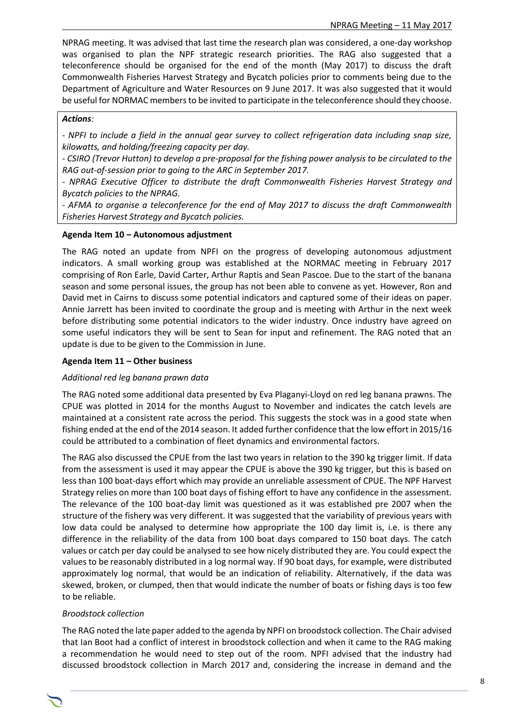NPRAG meeting. It was advised that last time the research plan was considered, a one-day workshop was organised to plan the NPF strategic research priorities. The RAG also suggested that a teleconference should be organised for the end of the month (May 2017) to discuss the draft Commonwealth Fisheries Harvest Strategy and Bycatch policies prior to comments being due to the Department of Agriculture and Water Resources on 9 June 2017. It was also suggested that it would be useful for NORMAC members to be invited to participate in the teleconference should they choose.

***Actions:***

*- NPFI to include a field in the annual gear survey to collect refrigeration data including snap size, kilowatts, and holding/freezing capacity per day.*

*- CSIRO (Trevor Hutton) to develop a pre-proposal for the fishing power analysis to be circulated to the RAG out-of-session prior to going to the ARC in September 2017.*

*- NPRAG Executive Officer to distribute the draft Commonwealth Fisheries Harvest Strategy and Bycatch policies to the NPRAG.*

*- AFMA to organise a teleconference for the end of May 2017 to discuss the draft Commonwealth Fisheries Harvest Strategy and Bycatch policies.*

**Agenda Item 10 – Autonomous adjustment**

The RAG noted an update from NPFI on the progress of developing autonomous adjustment indicators. A small working group was established at the NORMAC meeting in February 2017 comprising of Ron Earle, David Carter, Arthur Raptis and Sean Pascoe. Due to the start of the banana season and some personal issues, the group has not been able to convene as yet. However, Ron and David met in Cairns to discuss some potential indicators and captured some of their ideas on paper. Annie Jarrett has been invited to coordinate the group and is meeting with Arthur in the next week before distributing some potential indicators to the wider industry. Once industry have agreed on some useful indicators they will be sent to Sean for input and refinement. The RAG noted that an update is due to be given to the Commission in June.

**Agenda Item 11 – Other business**

*Additional red leg banana prawn data*

The RAG noted some additional data presented by Eva Plaganyi-Lloyd on red leg banana prawns. The CPUE was plotted in 2014 for the months August to November and indicates the catch levels are maintained at a consistent rate across the period. This suggests the stock was in a good state when fishing ended at the end of the 2014 season. It added further confidence that the low effort in 2015/16 could be attributed to a combination of fleet dynamics and environmental factors.

The RAG also discussed the CPUE from the last two years in relation to the 390 kg trigger limit. If data from the assessment is used it may appear the CPUE is above the 390 kg trigger, but this is based on less than 100 boat-days effort which may provide an unreliable assessment of CPUE. The NPF Harvest Strategy relies on more than 100 boat days of fishing effort to have any confidence in the assessment. The relevance of the 100 boat-day limit was questioned as it was established pre 2007 when the structure of the fishery was very different. It was suggested that the variability of previous years with low data could be analysed to determine how appropriate the 100 day limit is, i.e. is there any difference in the reliability of the data from 100 boat days compared to 150 boat days. The catch values or catch per day could be analysed to see how nicely distributed they are. You could expect the values to be reasonably distributed in a log normal way. If 90 boat days, for example, were distributed approximately log normal, that would be an indication of reliability. Alternatively, if the data was skewed, broken, or clumped, then that would indicate the number of boats or fishing days is too few to be reliable.

*Broodstock collection*

The RAG noted the late paper added to the agenda by NPFI on broodstock collection. The Chair advised that Ian Boot had a conflict of interest in broodstock collection and when it came to the RAG making a recommendation he would need to step out of the room. NPFI advised that the industry had discussed broodstock collection in March 2017 and, considering the increase in demand and the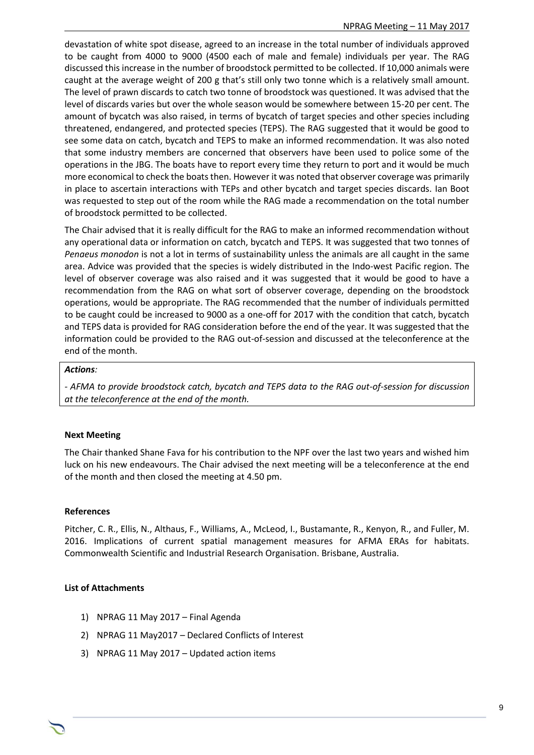devastation of white spot disease, agreed to an increase in the total number of individuals approved to be caught from 4000 to 9000 (4500 each of male and female) individuals per year. The RAG discussed this increase in the number of broodstock permitted to be collected. If 10,000 animals were caught at the average weight of 200 g that's still only two tonne which is a relatively small amount. The level of prawn discards to catch two tonne of broodstock was questioned. It was advised that the level of discards varies but over the whole season would be somewhere between 15-20 per cent. The amount of bycatch was also raised, in terms of bycatch of target species and other species including threatened, endangered, and protected species (TEPS). The RAG suggested that it would be good to see some data on catch, bycatch and TEPS to make an informed recommendation. It was also noted that some industry members are concerned that observers have been used to police some of the operations in the JBG. The boats have to report every time they return to port and it would be much more economical to check the boats then. However it was noted that observer coverage was primarily in place to ascertain interactions with TEPs and other bycatch and target species discards. Ian Boot was requested to step out of the room while the RAG made a recommendation on the total number of broodstock permitted to be collected.

The Chair advised that it is really difficult for the RAG to make an informed recommendation without any operational data or information on catch, bycatch and TEPS. It was suggested that two tonnes of *Penaeus monodon* is not a lot in terms of sustainability unless the animals are all caught in the same area. Advice was provided that the species is widely distributed in the Indo-west Pacific region. The level of observer coverage was also raised and it was suggested that it would be good to have a recommendation from the RAG on what sort of observer coverage, depending on the broodstock operations, would be appropriate. The RAG recommended that the number of individuals permitted to be caught could be increased to 9000 as a one-off for 2017 with the condition that catch, bycatch and TEPS data is provided for RAG consideration before the end of the year. It was suggested that the information could be provided to the RAG out-of-session and discussed at the teleconference at the end of the month.

***Actions:***

*- AFMA to provide broodstock catch, bycatch and TEPS data to the RAG out-of-session for discussion at the teleconference at the end of the month.*

**Next Meeting**

The Chair thanked Shane Fava for his contribution to the NPF over the last two years and wished him luck on his new endeavours. The Chair advised the next meeting will be a teleconference at the end of the month and then closed the meeting at 4.50 pm.

**References**

Pitcher, C. R., Ellis, N., Althaus, F., Williams, A., McLeod, I., Bustamante, R., Kenyon, R., and Fuller, M. 2016. Implications of current spatial management measures for AFMA ERAs for habitats. Commonwealth Scientific and Industrial Research Organisation. Brisbane, Australia.

**List of Attachments**

1) NPRAG 11 May 2017 – Final Agenda
2) NPRAG 11 May2017 – Declared Conflicts of Interest
3) NPRAG 11 May 2017 – Updated action items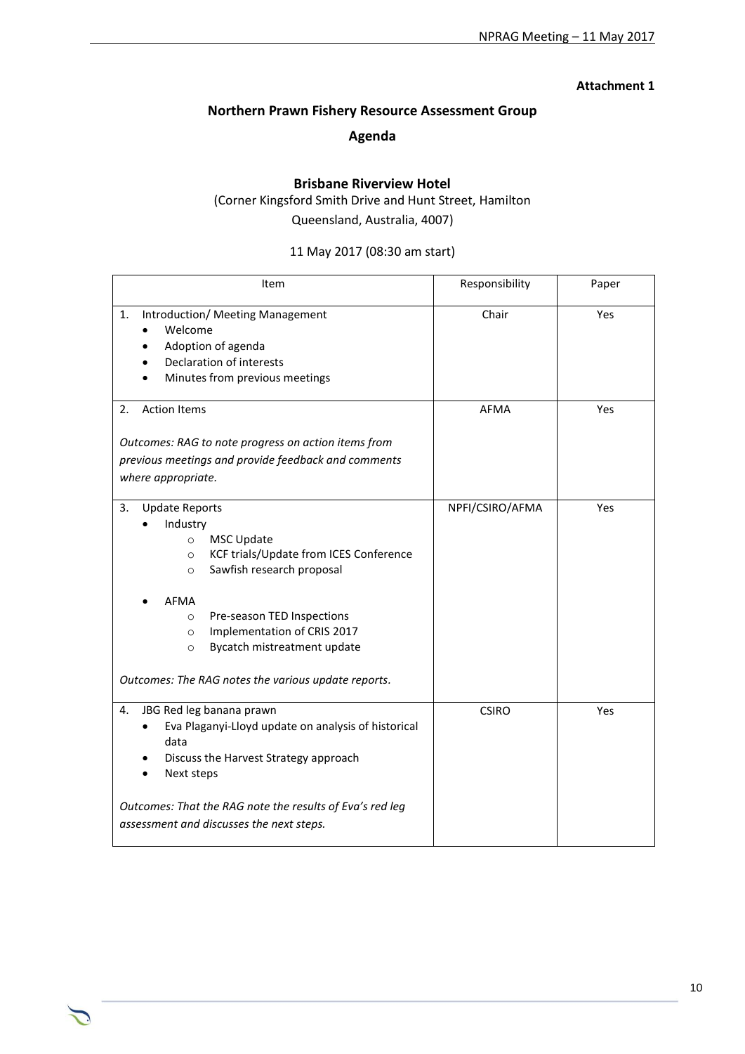**Attachment 1**

# Northern Prawn Fishery Resource Assessment Group

## Agenda

### Brisbane Riverview Hotel

(Corner Kingsford Smith Drive and Hunt Street, Hamilton
Queensland, Australia, 4007)

11 May 2017 (08:30 am start)

| Item | Responsibility | Paper |
|---|---|---|
| 1. Introduction/ Meeting Management<br>• Welcome<br>• Adoption of agenda<br>• Declaration of interests<br>• Minutes from previous meetings | Chair | Yes |
| 2. Action Items<br><br>*Outcomes: RAG to note progress on action items from previous meetings and provide feedback and comments where appropriate.* | AFMA | Yes |
| 3. Update Reports<br>• Industry<br>  ○ MSC Update<br>  ○ KCF trials/Update from ICES Conference<br>  ○ Sawfish research proposal<br>• AFMA<br>  ○ Pre-season TED Inspections<br>  ○ Implementation of CRIS 2017<br>  ○ Bycatch mistreatment update<br><br>*Outcomes: The RAG notes the various update reports.* | NPFI/CSIRO/AFMA | Yes |
| 4. JBG Red leg banana prawn<br>• Eva Plaganyi-Lloyd update on analysis of historical data<br>• Discuss the Harvest Strategy approach<br>• Next steps<br><br>*Outcomes: That the RAG note the results of Eva's red leg assessment and discusses the next steps.* | CSIRO | Yes |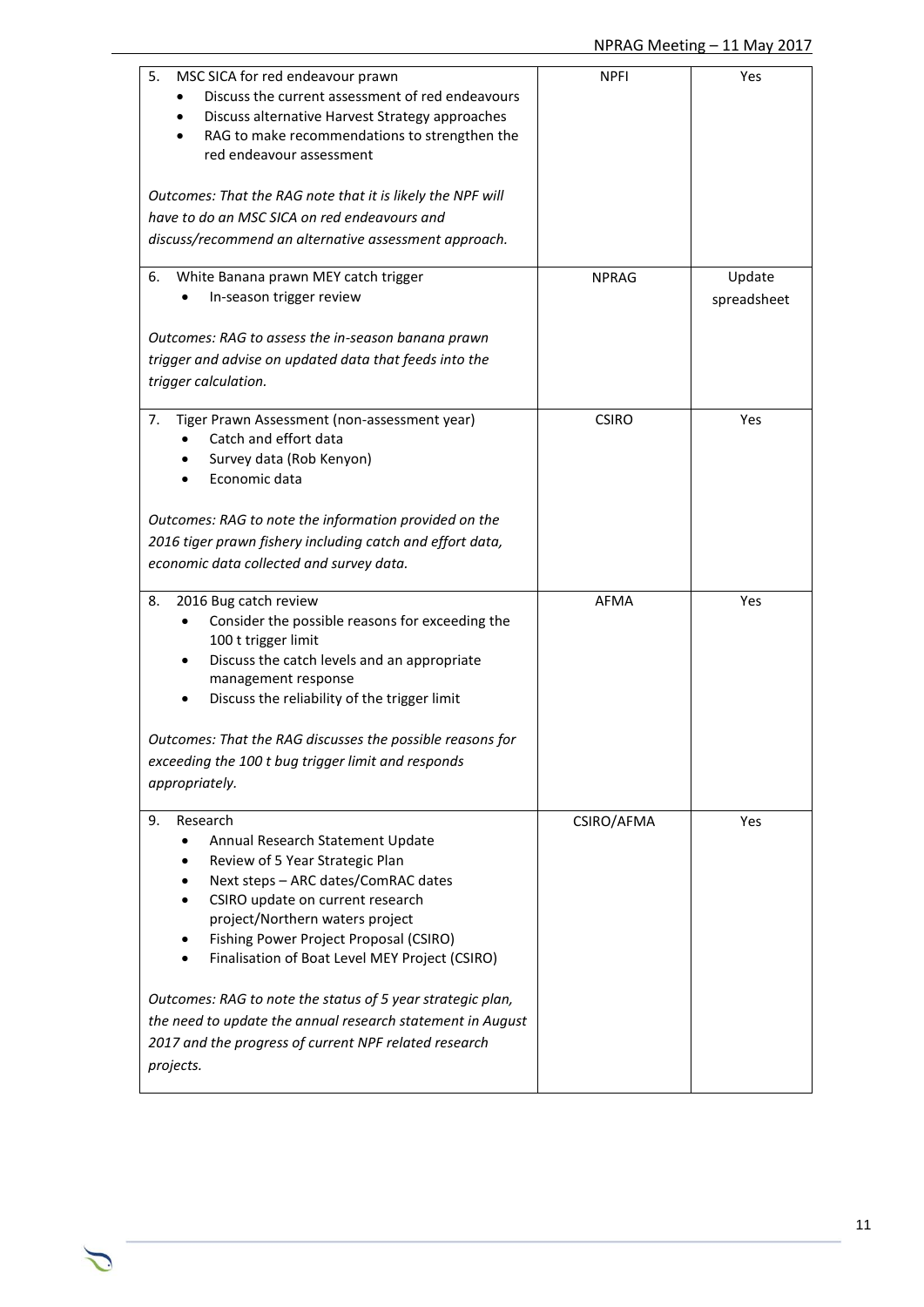| | | |
|---|---|---|
| 5. MSC SICA for red endeavour prawn<br>• Discuss the current assessment of red endeavours<br>• Discuss alternative Harvest Strategy approaches<br>• RAG to make recommendations to strengthen the red endeavour assessment<br><br>*Outcomes: That the RAG note that it is likely the NPF will have to do an MSC SICA on red endeavours and discuss/recommend an alternative assessment approach.* | NPFI | Yes |
| 6. White Banana prawn MEY catch trigger<br>• In-season trigger review<br><br>*Outcomes: RAG to assess the in-season banana prawn trigger and advise on updated data that feeds into the trigger calculation.* | NPRAG | Update spreadsheet |
| 7. Tiger Prawn Assessment (non-assessment year)<br>• Catch and effort data<br>• Survey data (Rob Kenyon)<br>• Economic data<br><br>*Outcomes: RAG to note the information provided on the 2016 tiger prawn fishery including catch and effort data, economic data collected and survey data.* | CSIRO | Yes |
| 8. 2016 Bug catch review<br>• Consider the possible reasons for exceeding the 100 t trigger limit<br>• Discuss the catch levels and an appropriate management response<br>• Discuss the reliability of the trigger limit<br><br>*Outcomes: That the RAG discusses the possible reasons for exceeding the 100 t bug trigger limit and responds appropriately.* | AFMA | Yes |
| 9. Research<br>• Annual Research Statement Update<br>• Review of 5 Year Strategic Plan<br>• Next steps – ARC dates/ComRAC dates<br>• CSIRO update on current research project/Northern waters project<br>• Fishing Power Project Proposal (CSIRO)<br>• Finalisation of Boat Level MEY Project (CSIRO)<br><br>*Outcomes: RAG to note the status of 5 year strategic plan, the need to update the annual research statement in August 2017 and the progress of current NPF related research projects.* | CSIRO/AFMA | Yes |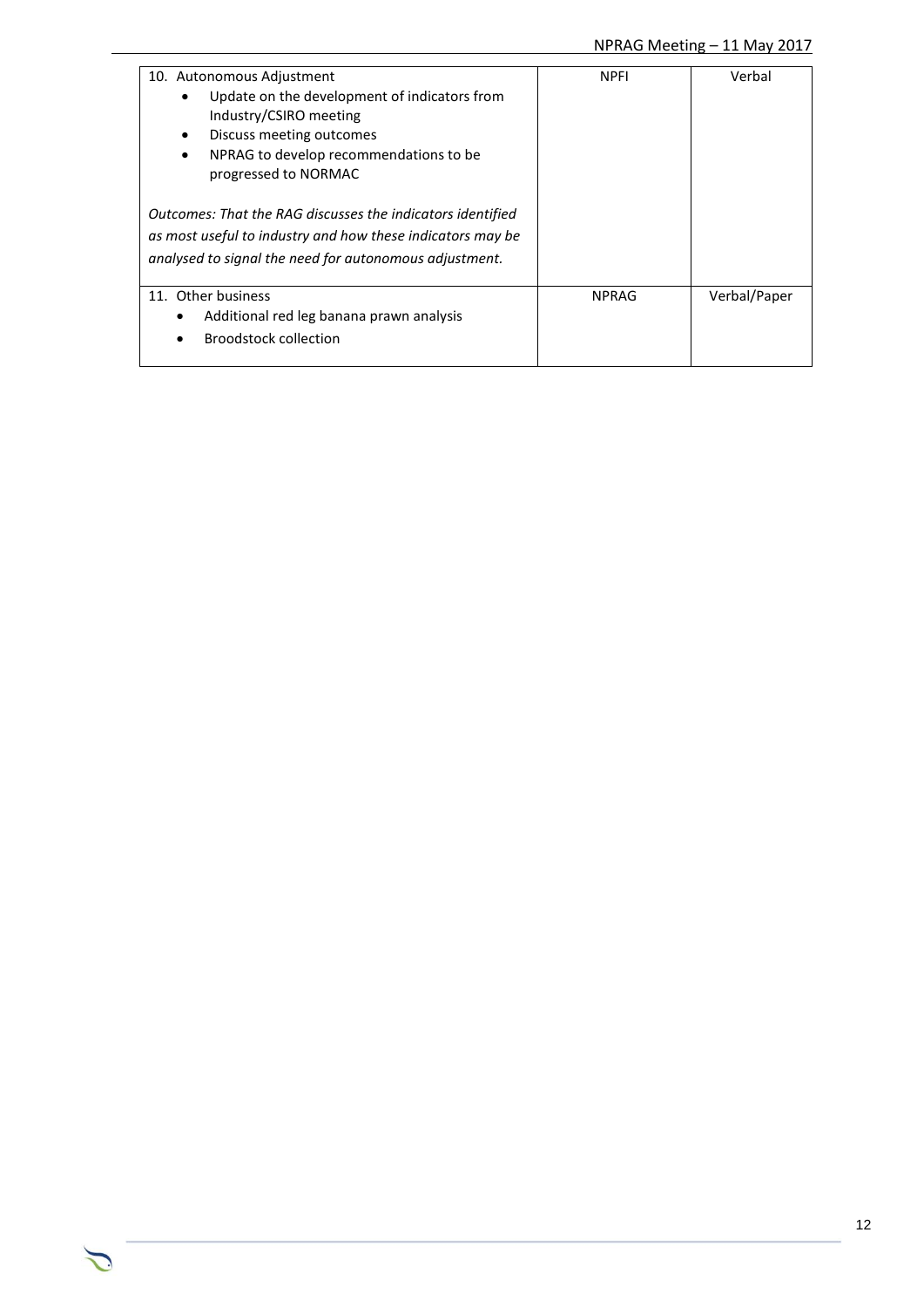| | | |
|---|---|---|
| 10. Autonomous Adjustment<br>• Update on the development of indicators from Industry/CSIRO meeting<br>• Discuss meeting outcomes<br>• NPRAG to develop recommendations to be progressed to NORMAC<br><br>*Outcomes: That the RAG discusses the indicators identified as most useful to industry and how these indicators may be analysed to signal the need for autonomous adjustment.* | NPFI | Verbal |
| 11. Other business<br>• Additional red leg banana prawn analysis<br>• Broodstock collection | NPRAG | Verbal/Paper |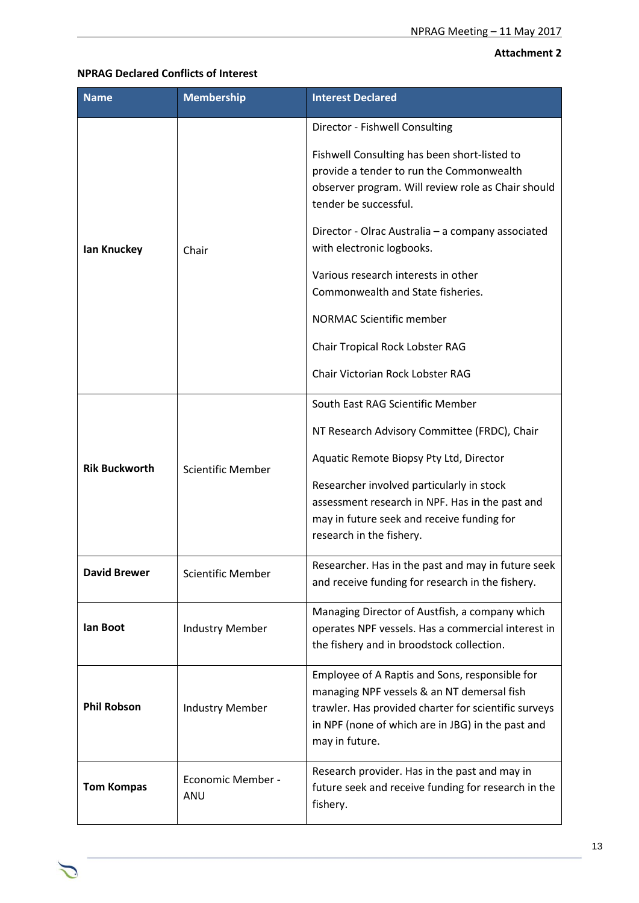**Attachment 2**

**NPRAG Declared Conflicts of Interest**

| Name | Membership | Interest Declared |
|---|---|---|
| **Ian Knuckey** | Chair | Director - Fishwell Consulting<br><br>Fishwell Consulting has been short-listed to provide a tender to run the Commonwealth observer program. Will review role as Chair should tender be successful.<br><br>Director - Olrac Australia – a company associated with electronic logbooks.<br><br>Various research interests in other Commonwealth and State fisheries.<br><br>NORMAC Scientific member<br><br>Chair Tropical Rock Lobster RAG<br><br>Chair Victorian Rock Lobster RAG |
| **Rik Buckworth** | Scientific Member | South East RAG Scientific Member<br><br>NT Research Advisory Committee (FRDC), Chair<br><br>Aquatic Remote Biopsy Pty Ltd, Director<br><br>Researcher involved particularly in stock assessment research in NPF. Has in the past and may in future seek and receive funding for research in the fishery. |
| **David Brewer** | Scientific Member | Researcher. Has in the past and may in future seek and receive funding for research in the fishery. |
| **Ian Boot** | Industry Member | Managing Director of Austfish, a company which operates NPF vessels. Has a commercial interest in the fishery and in broodstock collection. |
| **Phil Robson** | Industry Member | Employee of A Raptis and Sons, responsible for managing NPF vessels & an NT demersal fish trawler. Has provided charter for scientific surveys in NPF (none of which are in JBG) in the past and may in future. |
| **Tom Kompas** | Economic Member - ANU | Research provider. Has in the past and may in future seek and receive funding for research in the fishery. |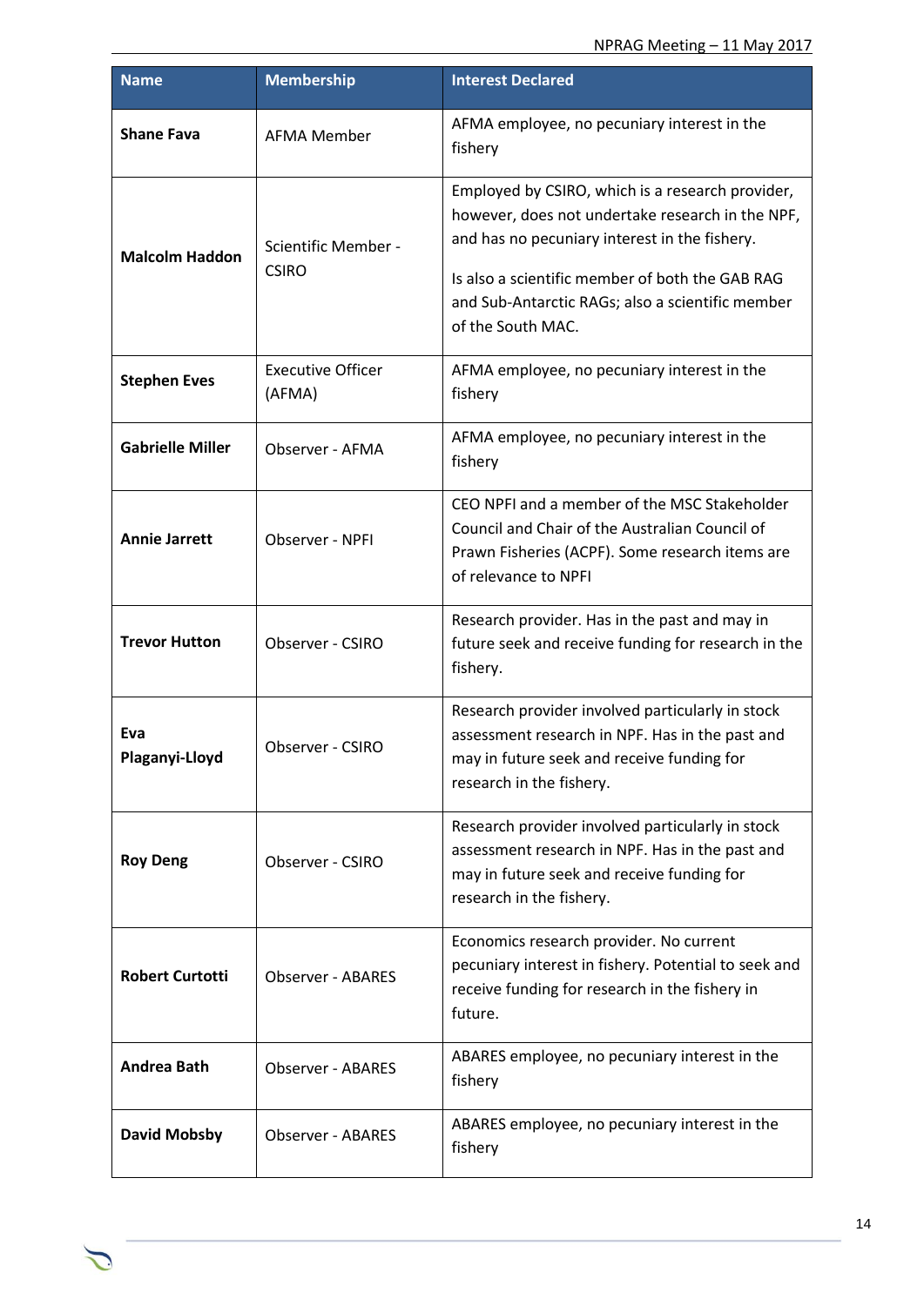| Name | Membership | Interest Declared |
|---|---|---|
| **Shane Fava** | AFMA Member | AFMA employee, no pecuniary interest in the fishery |
| **Malcolm Haddon** | Scientific Member - CSIRO | Employed by CSIRO, which is a research provider, however, does not undertake research in the NPF, and has no pecuniary interest in the fishery.<br><br>Is also a scientific member of both the GAB RAG and Sub-Antarctic RAGs; also a scientific member of the South MAC. |
| **Stephen Eves** | Executive Officer (AFMA) | AFMA employee, no pecuniary interest in the fishery |
| **Gabrielle Miller** | Observer - AFMA | AFMA employee, no pecuniary interest in the fishery |
| **Annie Jarrett** | Observer - NPFI | CEO NPFI and a member of the MSC Stakeholder Council and Chair of the Australian Council of Prawn Fisheries (ACPF). Some research items are of relevance to NPFI |
| **Trevor Hutton** | Observer - CSIRO | Research provider. Has in the past and may in future seek and receive funding for research in the fishery. |
| **Eva Plaganyi-Lloyd** | Observer - CSIRO | Research provider involved particularly in stock assessment research in NPF. Has in the past and may in future seek and receive funding for research in the fishery. |
| **Roy Deng** | Observer - CSIRO | Research provider involved particularly in stock assessment research in NPF. Has in the past and may in future seek and receive funding for research in the fishery. |
| **Robert Curtotti** | Observer - ABARES | Economics research provider. No current pecuniary interest in fishery. Potential to seek and receive funding for research in the fishery in future. |
| **Andrea Bath** | Observer - ABARES | ABARES employee, no pecuniary interest in the fishery |
| **David Mobsby** | Observer - ABARES | ABARES employee, no pecuniary interest in the fishery |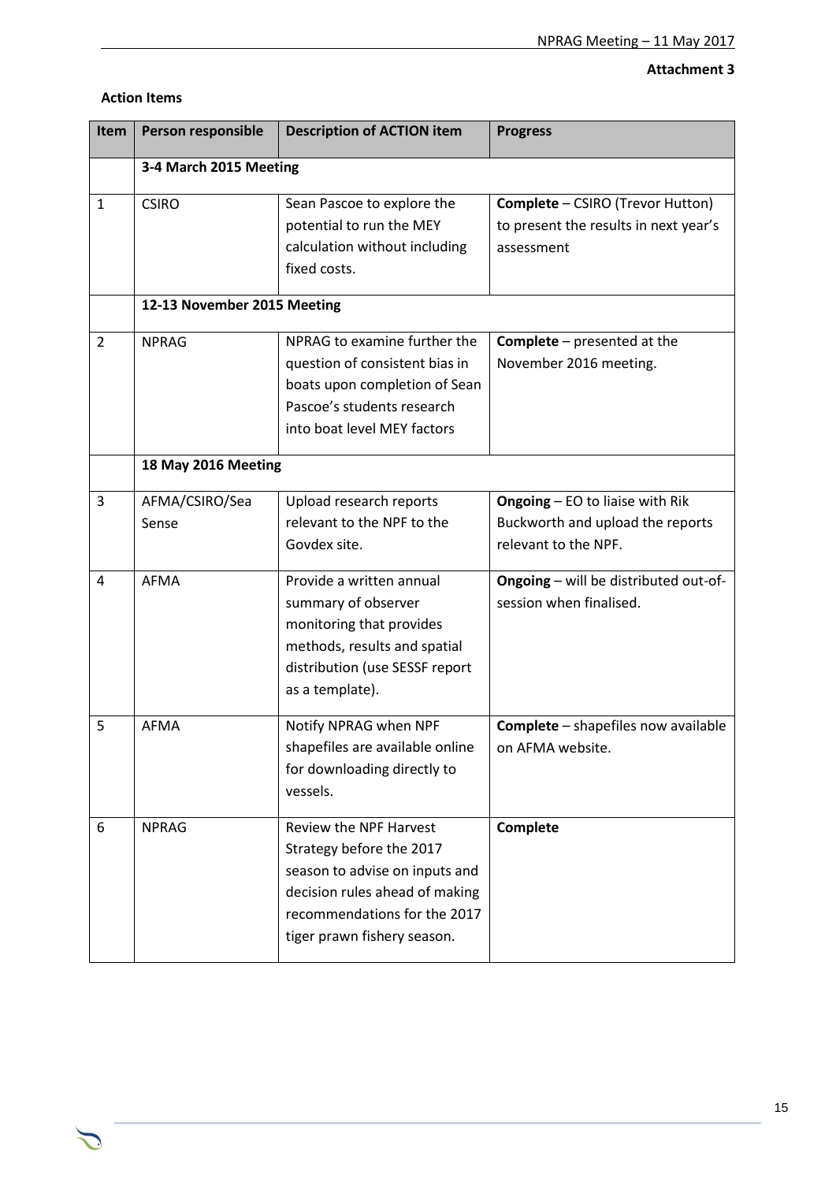**Attachment 3**

**Action Items**

| Item | Person responsible | Description of ACTION item | Progress |
|---|---|---|---|
| | **3-4 March 2015 Meeting** | | |
| 1 | CSIRO | Sean Pascoe to explore the potential to run the MEY calculation without including fixed costs. | **Complete** – CSIRO (Trevor Hutton) to present the results in next year's assessment |
| | **12-13 November 2015 Meeting** | | |
| 2 | NPRAG | NPRAG to examine further the question of consistent bias in boats upon completion of Sean Pascoe's students research into boat level MEY factors | **Complete** – presented at the November 2016 meeting. |
| | **18 May 2016 Meeting** | | |
| 3 | AFMA/CSIRO/Sea Sense | Upload research reports relevant to the NPF to the Govdex site. | **Ongoing** – EO to liaise with Rik Buckworth and upload the reports relevant to the NPF. |
| 4 | AFMA | Provide a written annual summary of observer monitoring that provides methods, results and spatial distribution (use SESSF report as a template). | **Ongoing** – will be distributed out-of-session when finalised. |
| 5 | AFMA | Notify NPRAG when NPF shapefiles are available online for downloading directly to vessels. | **Complete** – shapefiles now available on AFMA website. |
| 6 | NPRAG | Review the NPF Harvest Strategy before the 2017 season to advise on inputs and decision rules ahead of making recommendations for the 2017 tiger prawn fishery season. | **Complete** |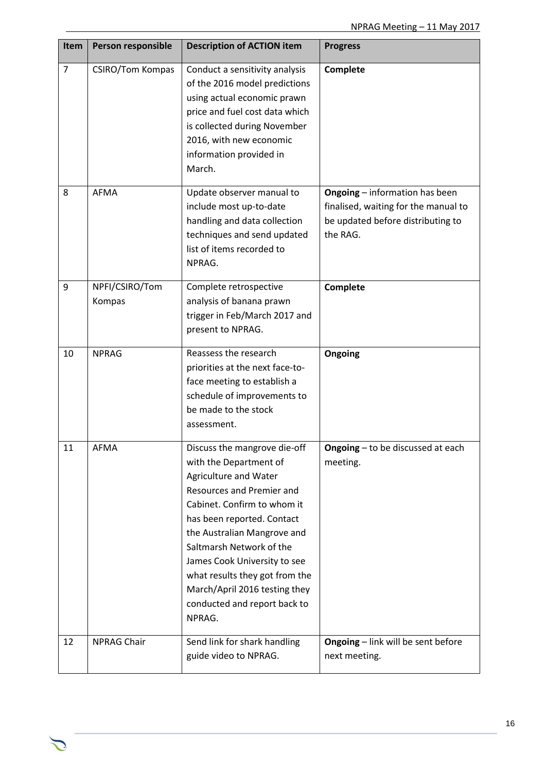| Item | Person responsible | Description of ACTION item | Progress |
|---|---|---|---|
| 7 | CSIRO/Tom Kompas | Conduct a sensitivity analysis of the 2016 model predictions using actual economic prawn price and fuel cost data which is collected during November 2016, with new economic information provided in March. | **Complete** |
| 8 | AFMA | Update observer manual to include most up-to-date handling and data collection techniques and send updated list of items recorded to NPRAG. | **Ongoing** – information has been finalised, waiting for the manual to be updated before distributing to the RAG. |
| 9 | NPFI/CSIRO/Tom Kompas | Complete retrospective analysis of banana prawn trigger in Feb/March 2017 and present to NPRAG. | **Complete** |
| 10 | NPRAG | Reassess the research priorities at the next face-to-face meeting to establish a schedule of improvements to be made to the stock assessment. | **Ongoing** |
| 11 | AFMA | Discuss the mangrove die-off with the Department of Agriculture and Water Resources and Premier and Cabinet. Confirm to whom it has been reported. Contact the Australian Mangrove and Saltmarsh Network of the James Cook University to see what results they got from the March/April 2016 testing they conducted and report back to NPRAG. | **Ongoing** – to be discussed at each meeting. |
| 12 | NPRAG Chair | Send link for shark handling guide video to NPRAG. | **Ongoing** – link will be sent before next meeting. |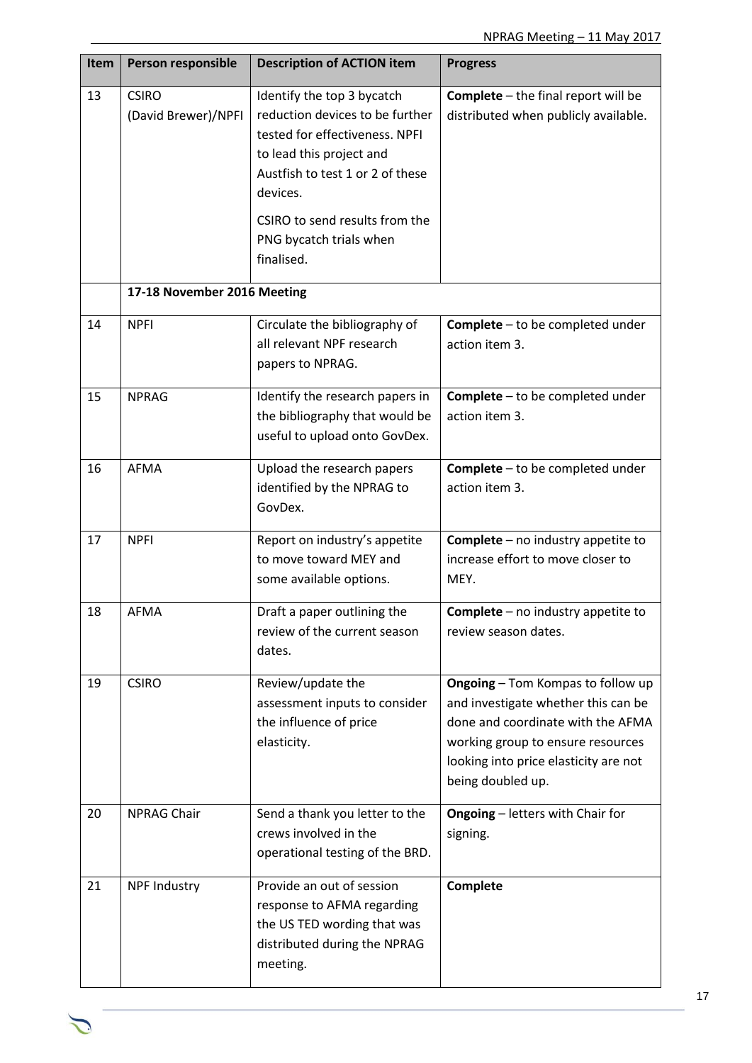| Item | Person responsible | Description of ACTION item | Progress |
|---|---|---|---|
| 13 | CSIRO (David Brewer)/NPFI | Identify the top 3 bycatch reduction devices to be further tested for effectiveness. NPFI to lead this project and Austfish to test 1 or 2 of these devices.<br><br>CSIRO to send results from the PNG bycatch trials when finalised. | **Complete** – the final report will be distributed when publicly available. |
| | **17-18 November 2016 Meeting** | | |
| 14 | NPFI | Circulate the bibliography of all relevant NPF research papers to NPRAG. | **Complete** – to be completed under action item 3. |
| 15 | NPRAG | Identify the research papers in the bibliography that would be useful to upload onto GovDex. | **Complete** – to be completed under action item 3. |
| 16 | AFMA | Upload the research papers identified by the NPRAG to GovDex. | **Complete** – to be completed under action item 3. |
| 17 | NPFI | Report on industry's appetite to move toward MEY and some available options. | **Complete** – no industry appetite to increase effort to move closer to MEY. |
| 18 | AFMA | Draft a paper outlining the review of the current season dates. | **Complete** – no industry appetite to review season dates. |
| 19 | CSIRO | Review/update the assessment inputs to consider the influence of price elasticity. | **Ongoing** – Tom Kompas to follow up and investigate whether this can be done and coordinate with the AFMA working group to ensure resources looking into price elasticity are not being doubled up. |
| 20 | NPRAG Chair | Send a thank you letter to the crews involved in the operational testing of the BRD. | **Ongoing** – letters with Chair for signing. |
| 21 | NPF Industry | Provide an out of session response to AFMA regarding the US TED wording that was distributed during the NPRAG meeting. | **Complete** |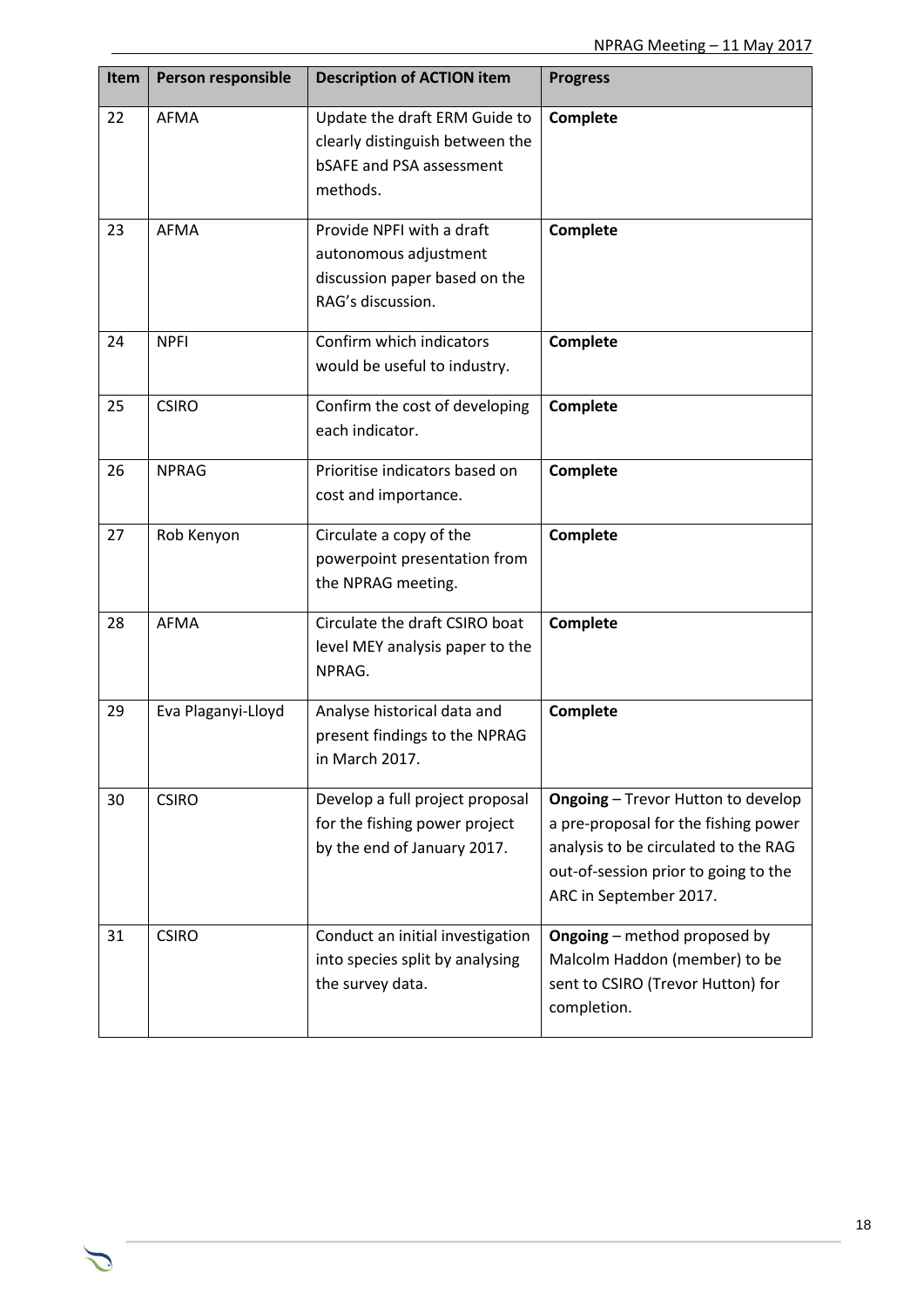| Item | Person responsible | Description of ACTION item | Progress |
|---|---|---|---|
| 22 | AFMA | Update the draft ERM Guide to clearly distinguish between the bSAFE and PSA assessment methods. | **Complete** |
| 23 | AFMA | Provide NPFI with a draft autonomous adjustment discussion paper based on the RAG's discussion. | **Complete** |
| 24 | NPFI | Confirm which indicators would be useful to industry. | **Complete** |
| 25 | CSIRO | Confirm the cost of developing each indicator. | **Complete** |
| 26 | NPRAG | Prioritise indicators based on cost and importance. | **Complete** |
| 27 | Rob Kenyon | Circulate a copy of the powerpoint presentation from the NPRAG meeting. | **Complete** |
| 28 | AFMA | Circulate the draft CSIRO boat level MEY analysis paper to the NPRAG. | **Complete** |
| 29 | Eva Plaganyi-Lloyd | Analyse historical data and present findings to the NPRAG in March 2017. | **Complete** |
| 30 | CSIRO | Develop a full project proposal for the fishing power project by the end of January 2017. | **Ongoing** – Trevor Hutton to develop a pre-proposal for the fishing power analysis to be circulated to the RAG out-of-session prior to going to the ARC in September 2017. |
| 31 | CSIRO | Conduct an initial investigation into species split by analysing the survey data. | **Ongoing** – method proposed by Malcolm Haddon (member) to be sent to CSIRO (Trevor Hutton) for completion. |